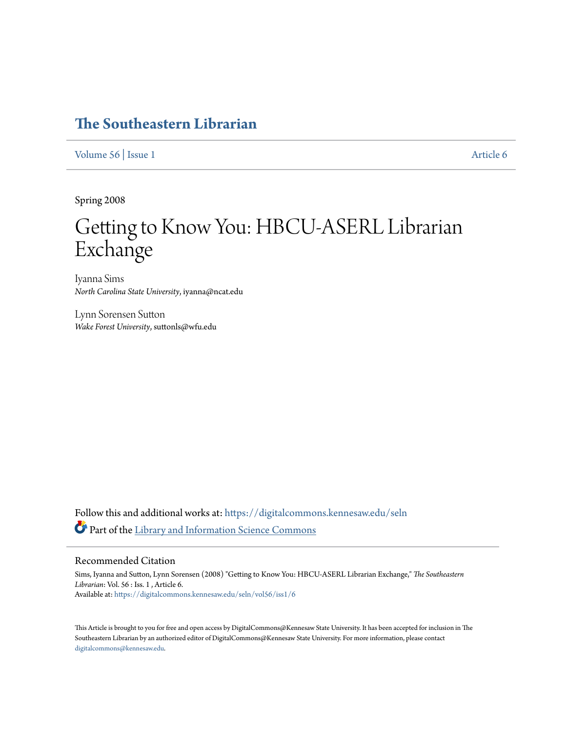# The Southeastern Librarian

Volume 56 | Issue 1 Article 6

Spring 2008

# Getting to Know You: HBCU-ASERL Librarian Exchange

Iyanna Sims
*North Carolina State University*, iyanna@ncat.edu

Lynn Sorensen Sutton
*Wake Forest University*, suttonls@wfu.edu

Follow this and additional works at: https://digitalcommons.kennesaw.edu/seln

Part of the Library and Information Science Commons

## Recommended Citation

Sims, Iyanna and Sutton, Lynn Sorensen (2008) "Getting to Know You: HBCU-ASERL Librarian Exchange," *The Southeastern Librarian*: Vol. 56 : Iss. 1 , Article 6.
Available at: https://digitalcommons.kennesaw.edu/seln/vol56/iss1/6

This Article is brought to you for free and open access by DigitalCommons@Kennesaw State University. It has been accepted for inclusion in The Southeastern Librarian by an authorized editor of DigitalCommons@Kennesaw State University. For more information, please contact digitalcommons@kennesaw.edu.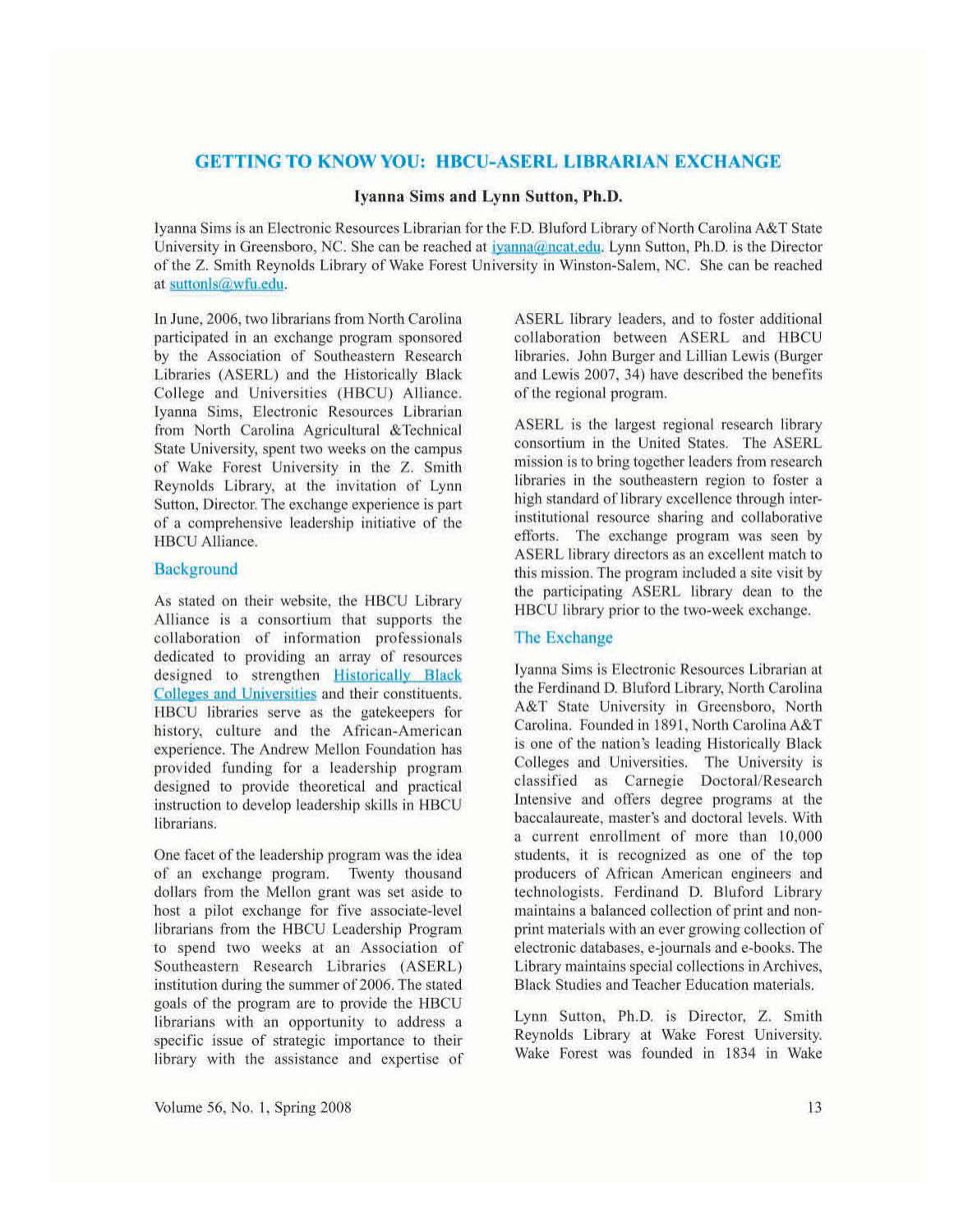## GETTING TO KNOW YOU: HBCU-ASERL LIBRARIAN EXCHANGE

**Iyanna Sims and Lynn Sutton, Ph.D.**

Iyanna Sims is an Electronic Resources Librarian for the F.D. Bluford Library of North Carolina A&T State University in Greensboro, NC. She can be reached at iyanna@ncat.edu. Lynn Sutton, Ph.D. is the Director of the Z. Smith Reynolds Library of Wake Forest University in Winston-Salem, NC. She can be reached at suttonls@wfu.edu.

In June, 2006, two librarians from North Carolina participated in an exchange program sponsored by the Association of Southeastern Research Libraries (ASERL) and the Historically Black College and Universities (HBCU) Alliance. Iyanna Sims, Electronic Resources Librarian from North Carolina Agricultural &Technical State University, spent two weeks on the campus of Wake Forest University in the Z. Smith Reynolds Library, at the invitation of Lynn Sutton, Director. The exchange experience is part of a comprehensive leadership initiative of the HBCU Alliance.

### Background

As stated on their website, the HBCU Library Alliance is a consortium that supports the collaboration of information professionals dedicated to providing an array of resources designed to strengthen Historically Black Colleges and Universities and their constituents. HBCU libraries serve as the gatekeepers for history, culture and the African-American experience. The Andrew Mellon Foundation has provided funding for a leadership program designed to provide theoretical and practical instruction to develop leadership skills in HBCU librarians.

One facet of the leadership program was the idea of an exchange program. Twenty thousand dollars from the Mellon grant was set aside to host a pilot exchange for five associate-level librarians from the HBCU Leadership Program to spend two weeks at an Association of Southeastern Research Libraries (ASERL) institution during the summer of 2006. The stated goals of the program are to provide the HBCU librarians with an opportunity to address a specific issue of strategic importance to their library with the assistance and expertise of ASERL library leaders, and to foster additional collaboration between ASERL and HBCU libraries. John Burger and Lillian Lewis (Burger and Lewis 2007, 34) have described the benefits of the regional program.

ASERL is the largest regional research library consortium in the United States. The ASERL mission is to bring together leaders from research libraries in the southeastern region to foster a high standard of library excellence through inter-institutional resource sharing and collaborative efforts. The exchange program was seen by ASERL library directors as an excellent match to this mission. The program included a site visit by the participating ASERL library dean to the HBCU library prior to the two-week exchange.

### The Exchange

Iyanna Sims is Electronic Resources Librarian at the Ferdinand D. Bluford Library, North Carolina A&T State University in Greensboro, North Carolina. Founded in 1891, North Carolina A&T is one of the nation's leading Historically Black Colleges and Universities. The University is classified as Carnegie Doctoral/Research Intensive and offers degree programs at the baccalaureate, master's and doctoral levels. With a current enrollment of more than 10,000 students, it is recognized as one of the top producers of African American engineers and technologists. Ferdinand D. Bluford Library maintains a balanced collection of print and non-print materials with an ever growing collection of electronic databases, e-journals and e-books. The Library maintains special collections in Archives, Black Studies and Teacher Education materials.

Lynn Sutton, Ph.D. is Director, Z. Smith Reynolds Library at Wake Forest University. Wake Forest was founded in 1834 in Wake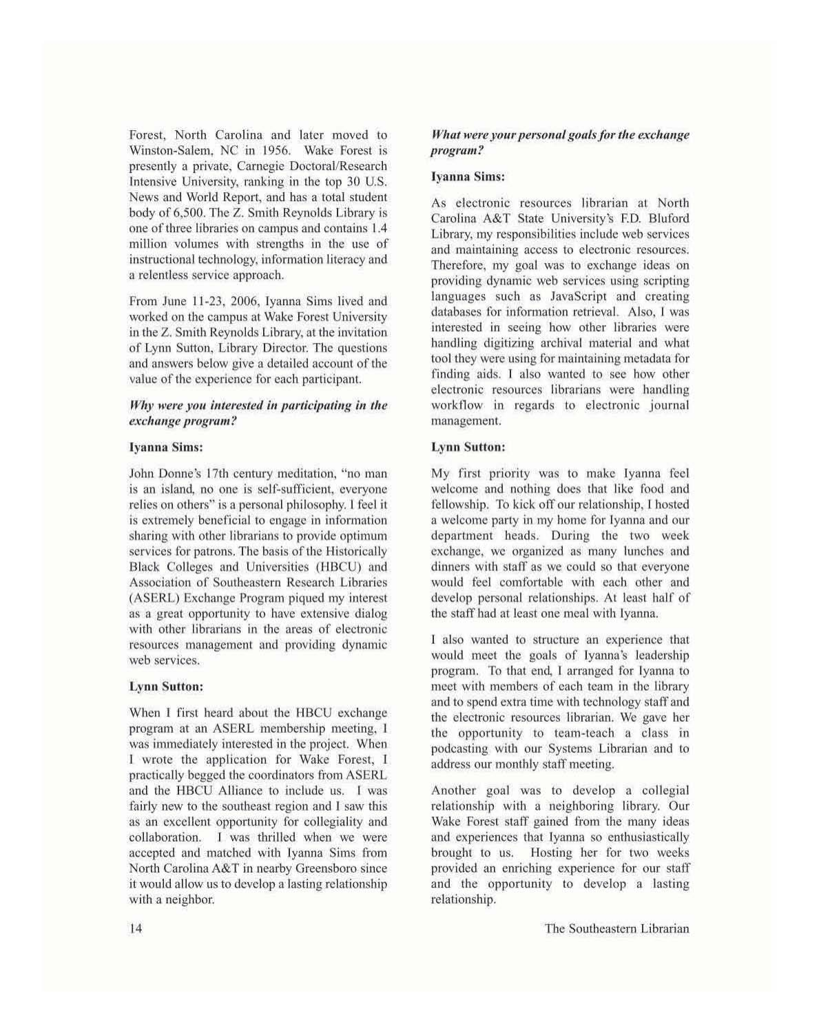Forest, North Carolina and later moved to Winston-Salem, NC in 1956. Wake Forest is presently a private, Carnegie Doctoral/Research Intensive University, ranking in the top 30 U.S. News and World Report, and has a total student body of 6,500. The Z. Smith Reynolds Library is one of three libraries on campus and contains 1.4 million volumes with strengths in the use of instructional technology, information literacy and a relentless service approach.

From June 11-23, 2006, Iyanna Sims lived and worked on the campus at Wake Forest University in the Z. Smith Reynolds Library, at the invitation of Lynn Sutton, Library Director. The questions and answers below give a detailed account of the value of the experience for each participant.

***Why were you interested in participating in the exchange program?***

**Iyanna Sims:**

John Donne's 17th century meditation, "no man is an island, no one is self-sufficient, everyone relies on others" is a personal philosophy. I feel it is extremely beneficial to engage in information sharing with other librarians to provide optimum services for patrons. The basis of the Historically Black Colleges and Universities (HBCU) and Association of Southeastern Research Libraries (ASERL) Exchange Program piqued my interest as a great opportunity to have extensive dialog with other librarians in the areas of electronic resources management and providing dynamic web services.

**Lynn Sutton:**

When I first heard about the HBCU exchange program at an ASERL membership meeting, I was immediately interested in the project. When I wrote the application for Wake Forest, I practically begged the coordinators from ASERL and the HBCU Alliance to include us. I was fairly new to the southeast region and I saw this as an excellent opportunity for collegiality and collaboration. I was thrilled when we were accepted and matched with Iyanna Sims from North Carolina A&T in nearby Greensboro since it would allow us to develop a lasting relationship with a neighbor.

***What were your personal goals for the exchange program?***

**Iyanna Sims:**

As electronic resources librarian at North Carolina A&T State University's F.D. Bluford Library, my responsibilities include web services and maintaining access to electronic resources. Therefore, my goal was to exchange ideas on providing dynamic web services using scripting languages such as JavaScript and creating databases for information retrieval. Also, I was interested in seeing how other libraries were handling digitizing archival material and what tool they were using for maintaining metadata for finding aids. I also wanted to see how other electronic resources librarians were handling workflow in regards to electronic journal management.

**Lynn Sutton:**

My first priority was to make Iyanna feel welcome and nothing does that like food and fellowship. To kick off our relationship, I hosted a welcome party in my home for Iyanna and our department heads. During the two week exchange, we organized as many lunches and dinners with staff as we could so that everyone would feel comfortable with each other and develop personal relationships. At least half of the staff had at least one meal with Iyanna.

I also wanted to structure an experience that would meet the goals of Iyanna's leadership program. To that end, I arranged for Iyanna to meet with members of each team in the library and to spend extra time with technology staff and the electronic resources librarian. We gave her the opportunity to team-teach a class in podcasting with our Systems Librarian and to address our monthly staff meeting.

Another goal was to develop a collegial relationship with a neighboring library. Our Wake Forest staff gained from the many ideas and experiences that Iyanna so enthusiastically brought to us. Hosting her for two weeks provided an enriching experience for our staff and the opportunity to develop a lasting relationship.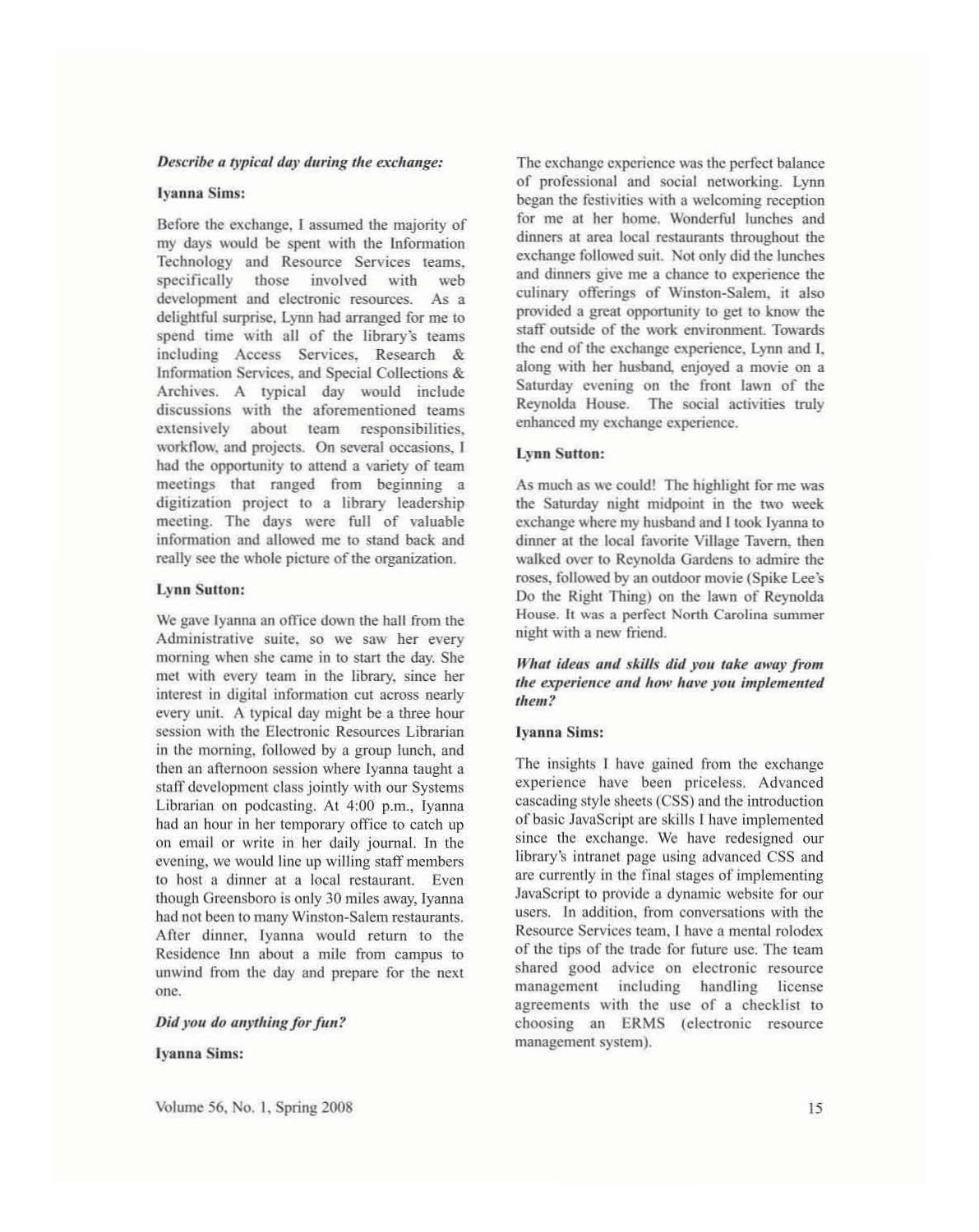***Describe a typical day during the exchange:***

**Iyanna Sims:**

Before the exchange, I assumed the majority of my days would be spent with the Information Technology and Resource Services teams, specifically those involved with web development and electronic resources. As a delightful surprise, Lynn had arranged for me to spend time with all of the library's teams including Access Services, Research & Information Services, and Special Collections & Archives. A typical day would include discussions with the aforementioned teams extensively about team responsibilities, workflow, and projects. On several occasions, I had the opportunity to attend a variety of team meetings that ranged from beginning a digitization project to a library leadership meeting. The days were full of valuable information and allowed me to stand back and really see the whole picture of the organization.

**Lynn Sutton:**

We gave Iyanna an office down the hall from the Administrative suite, so we saw her every morning when she came in to start the day. She met with every team in the library, since her interest in digital information cut across nearly every unit. A typical day might be a three hour session with the Electronic Resources Librarian in the morning, followed by a group lunch, and then an afternoon session where Iyanna taught a staff development class jointly with our Systems Librarian on podcasting. At 4:00 p.m., Iyanna had an hour in her temporary office to catch up on email or write in her daily journal. In the evening, we would line up willing staff members to host a dinner at a local restaurant. Even though Greensboro is only 30 miles away, Iyanna had not been to many Winston-Salem restaurants. After dinner, Iyanna would return to the Residence Inn about a mile from campus to unwind from the day and prepare for the next one.

***Did you do anything for fun?***

**Iyanna Sims:**

The exchange experience was the perfect balance of professional and social networking. Lynn began the festivities with a welcoming reception for me at her home. Wonderful lunches and dinners at area local restaurants throughout the exchange followed suit. Not only did the lunches and dinners give me a chance to experience the culinary offerings of Winston-Salem, it also provided a great opportunity to get to know the staff outside of the work environment. Towards the end of the exchange experience, Lynn and I, along with her husband, enjoyed a movie on a Saturday evening on the front lawn of the Reynolda House. The social activities truly enhanced my exchange experience.

**Lynn Sutton:**

As much as we could! The highlight for me was the Saturday night midpoint in the two week exchange where my husband and I took Iyanna to dinner at the local favorite Village Tavern, then walked over to Reynolda Gardens to admire the roses, followed by an outdoor movie (Spike Lee's Do the Right Thing) on the lawn of Reynolda House. It was a perfect North Carolina summer night with a new friend.

***What ideas and skills did you take away from the experience and how have you implemented them?***

**Iyanna Sims:**

The insights I have gained from the exchange experience have been priceless. Advanced cascading style sheets (CSS) and the introduction of basic JavaScript are skills I have implemented since the exchange. We have redesigned our library's intranet page using advanced CSS and are currently in the final stages of implementing JavaScript to provide a dynamic website for our users. In addition, from conversations with the Resource Services team, I have a mental rolodex of the tips of the trade for future use. The team shared good advice on electronic resource management including handling license agreements with the use of a checklist to choosing an ERMS (electronic resource management system).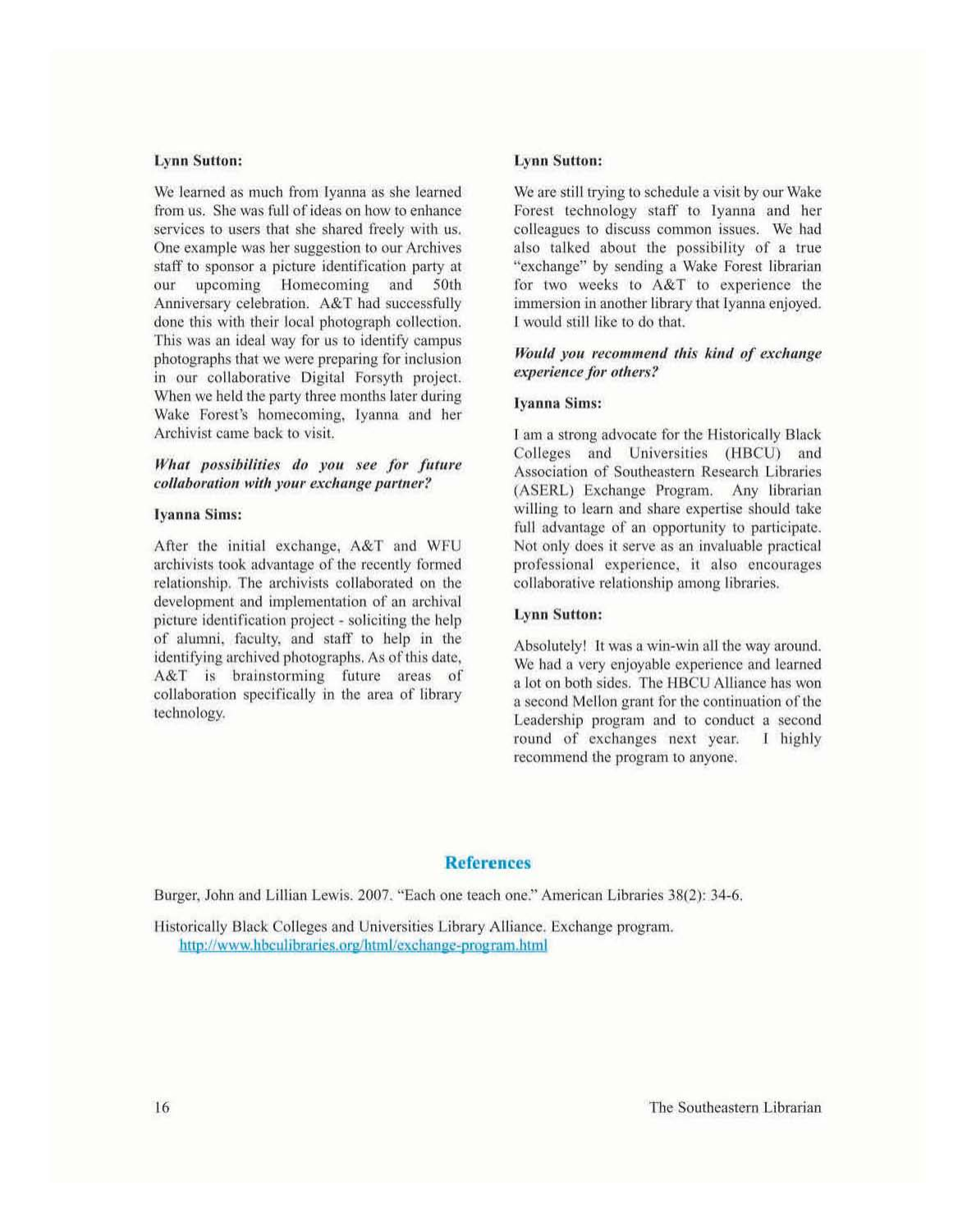**Lynn Sutton:**

We learned as much from Iyanna as she learned from us. She was full of ideas on how to enhance services to users that she shared freely with us. One example was her suggestion to our Archives staff to sponsor a picture identification party at our upcoming Homecoming and 50th Anniversary celebration. A&T had successfully done this with their local photograph collection. This was an ideal way for us to identify campus photographs that we were preparing for inclusion in our collaborative Digital Forsyth project. When we held the party three months later during Wake Forest's homecoming, Iyanna and her Archivist came back to visit.

***What possibilities do you see for future collaboration with your exchange partner?***

**Iyanna Sims:**

After the initial exchange, A&T and WFU archivists took advantage of the recently formed relationship. The archivists collaborated on the development and implementation of an archival picture identification project - soliciting the help of alumni, faculty, and staff to help in the identifying archived photographs. As of this date, A&T is brainstorming future areas of collaboration specifically in the area of library technology.

**Lynn Sutton:**

We are still trying to schedule a visit by our Wake Forest technology staff to Iyanna and her colleagues to discuss common issues. We had also talked about the possibility of a true "exchange" by sending a Wake Forest librarian for two weeks to A&T to experience the immersion in another library that Iyanna enjoyed. I would still like to do that.

***Would you recommend this kind of exchange experience for others?***

**Iyanna Sims:**

I am a strong advocate for the Historically Black Colleges and Universities (HBCU) and Association of Southeastern Research Libraries (ASERL) Exchange Program. Any librarian willing to learn and share expertise should take full advantage of an opportunity to participate. Not only does it serve as an invaluable practical professional experience, it also encourages collaborative relationship among libraries.

**Lynn Sutton:**

Absolutely! It was a win-win all the way around. We had a very enjoyable experience and learned a lot on both sides. The HBCU Alliance has won a second Mellon grant for the continuation of the Leadership program and to conduct a second round of exchanges next year. I highly recommend the program to anyone.

## References

Burger, John and Lillian Lewis. 2007. "Each one teach one." American Libraries 38(2): 34-6.

Historically Black Colleges and Universities Library Alliance. Exchange program. http://www.hbculibraries.org/html/exchange-program.html